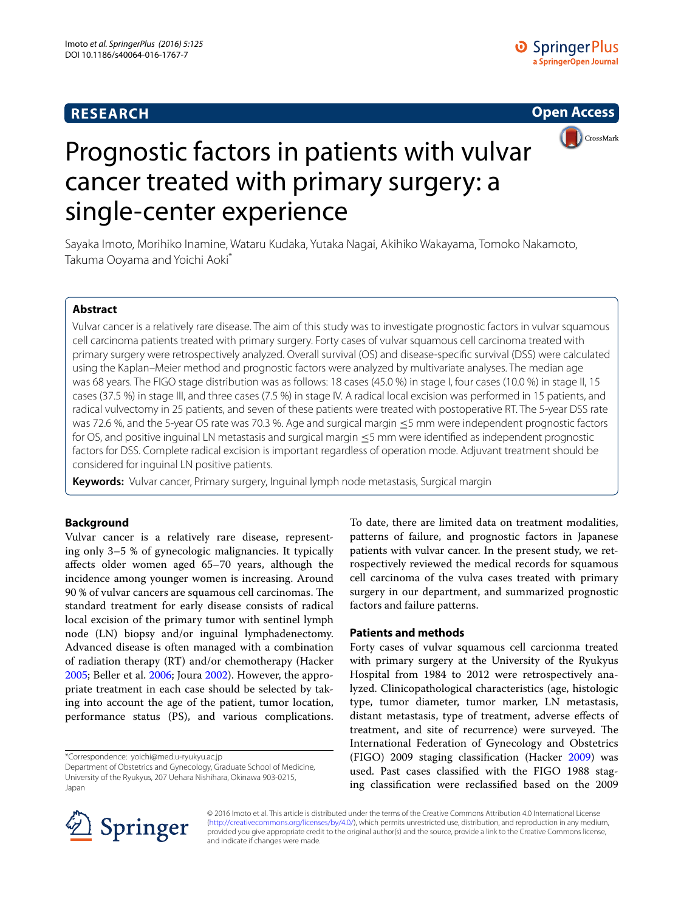# Prognostic factors in patients with vulvar cancer treated with primary surgery: a single-center experience

Sayaka Imoto, Morihiko Inamine, Wataru Kudaka, Yutaka Nagai, Akihiko Wakayama, Tomoko Nakamoto, Takuma Ooyama and Yoichi Aoki*

## Abstract

Vulvar cancer is a relatively rare disease. The aim of this study was to investigate prognostic factors in vulvar squamous cell carcinoma patients treated with primary surgery. Forty cases of vulvar squamous cell carcinoma treated with primary surgery were retrospectively analyzed. Overall survival (OS) and disease-specific survival (DSS) were calculated using the Kaplan–Meier method and prognostic factors were analyzed by multivariate analyses. The median age was 68 years. The FIGO stage distribution was as follows: 18 cases (45.0 %) in stage I, four cases (10.0 %) in stage II, 15 cases (37.5 %) in stage III, and three cases (7.5 %) in stage IV. A radical local excision was performed in 15 patients, and radical vulvectomy in 25 patients, and seven of these patients were treated with postoperative RT. The 5-year DSS rate was 72.6 %, and the 5-year OS rate was 70.3 %. Age and surgical margin ≤5 mm were independent prognostic factors for OS, and positive inguinal LN metastasis and surgical margin ≤5 mm were identified as independent prognostic factors for DSS. Complete radical excision is important regardless of operation mode. Adjuvant treatment should be considered for inguinal LN positive patients.

**Keywords:** Vulvar cancer, Primary surgery, Inguinal lymph node metastasis, Surgical margin

## Background

Vulvar cancer is a relatively rare disease, representing only 3–5 % of gynecologic malignancies. It typically affects older women aged 65–70 years, although the incidence among younger women is increasing. Around 90 % of vulvar cancers are squamous cell carcinomas. The standard treatment for early disease consists of radical local excision of the primary tumor with sentinel lymph node (LN) biopsy and/or inguinal lymphadenectomy. Advanced disease is often managed with a combination of radiation therapy (RT) and/or chemotherapy (Hacker 2005; Beller et al. 2006; Joura 2002). However, the appropriate treatment in each case should be selected by taking into account the age of the patient, tumor location, performance status (PS), and various complications. To date, there are limited data on treatment modalities, patterns of failure, and prognostic factors in Japanese patients with vulvar cancer. In the present study, we retrospectively reviewed the medical records for squamous cell carcinoma of the vulva cases treated with primary surgery in our department, and summarized prognostic factors and failure patterns.

## Patients and methods

Forty cases of vulvar squamous cell carcionma treated with primary surgery at the University of the Ryukyus Hospital from 1984 to 2012 were retrospectively analyzed. Clinicopathological characteristics (age, histologic type, tumor diameter, tumor marker, LN metastasis, distant metastasis, type of treatment, adverse effects of treatment, and site of recurrence) were surveyed. The International Federation of Gynecology and Obstetrics (FIGO) 2009 staging classification (Hacker 2009) was used. Past cases classified with the FIGO 1988 staging classification were reclassified based on the 2009

*Correspondence: yoichi@med.u-ryukyu.ac.jp
Department of Obstetrics and Gynecology, Graduate School of Medicine, University of the Ryukyus, 207 Uehara Nishihara, Okinawa 903-0215, Japan

© 2016 Imoto et al. This article is distributed under the terms of the Creative Commons Attribution 4.0 International License (http://creativecommons.org/licenses/by/4.0/), which permits unrestricted use, distribution, and reproduction in any medium, provided you give appropriate credit to the original author(s) and the source, provide a link to the Creative Commons license, and indicate if changes were made.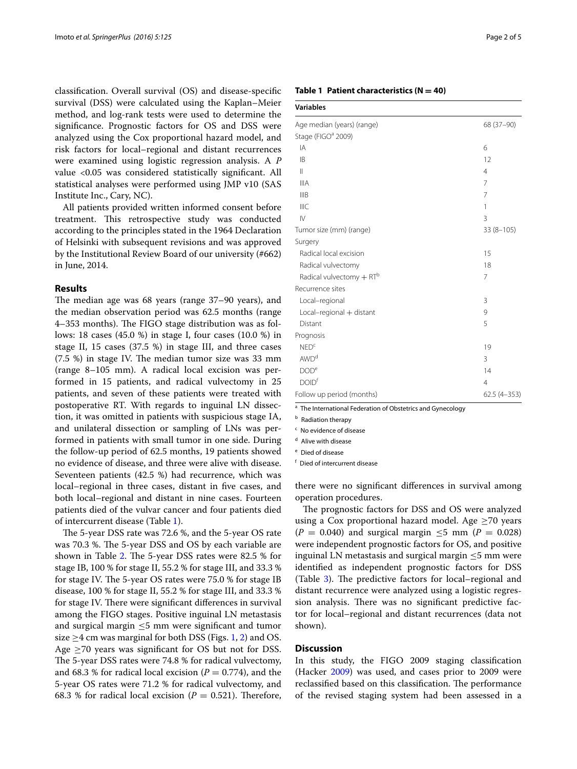classification. Overall survival (OS) and disease-specific survival (DSS) were calculated using the Kaplan–Meier method, and log-rank tests were used to determine the significance. Prognostic factors for OS and DSS were analyzed using the Cox proportional hazard model, and risk factors for local–regional and distant recurrences were examined using logistic regression analysis. A *P* value <0.05 was considered statistically significant. All statistical analyses were performed using JMP v10 (SAS Institute Inc., Cary, NC).

All patients provided written informed consent before treatment. This retrospective study was conducted according to the principles stated in the 1964 Declaration of Helsinki with subsequent revisions and was approved by the Institutional Review Board of our university (#662) in June, 2014.

## Results

The median age was 68 years (range 37–90 years), and the median observation period was 62.5 months (range 4–353 months). The FIGO stage distribution was as follows: 18 cases (45.0 %) in stage I, four cases (10.0 %) in stage II, 15 cases (37.5 %) in stage III, and three cases (7.5 %) in stage IV. The median tumor size was 33 mm (range 8–105 mm). A radical local excision was performed in 15 patients, and radical vulvectomy in 25 patients, and seven of these patients were treated with postoperative RT. With regards to inguinal LN dissection, it was omitted in patients with suspicious stage IA, and unilateral dissection or sampling of LNs was performed in patients with small tumor in one side. During the follow-up period of 62.5 months, 19 patients showed no evidence of disease, and three were alive with disease. Seventeen patients (42.5 %) had recurrence, which was local–regional in three cases, distant in five cases, and both local–regional and distant in nine cases. Fourteen patients died of the vulvar cancer and four patients died of intercurrent disease (Table 1).

The 5-year DSS rate was 72.6 %, and the 5-year OS rate was 70.3 %. The 5-year DSS and OS by each variable are shown in Table 2. The 5-year DSS rates were 82.5 % for stage IB, 100 % for stage II, 55.2 % for stage III, and 33.3 % for stage IV. The 5-year OS rates were 75.0 % for stage IB disease, 100 % for stage II, 55.2 % for stage III, and 33.3 % for stage IV. There were significant differences in survival among the FIGO stages. Positive inguinal LN metastasis and surgical margin ≤5 mm were significant and tumor size ≥4 cm was marginal for both DSS (Figs. 1, 2) and OS. Age ≥70 years was significant for OS but not for DSS. The 5-year DSS rates were 74.8 % for radical vulvectomy, and 68.3 % for radical local excision ($P = 0.774$), and the 5-year OS rates were 71.2 % for radical vulvectomy, and 68.3 % for radical local excision ($P = 0.521$). Therefore, there were no significant differences in survival among operation procedures.

The prognostic factors for DSS and OS were analyzed using a Cox proportional hazard model. Age ≥70 years ($P = 0.040$) and surgical margin ≤5 mm ($P = 0.028$) were independent prognostic factors for OS, and positive inguinal LN metastasis and surgical margin ≤5 mm were identified as independent prognostic factors for DSS (Table 3). The predictive factors for local–regional and distant recurrence were analyzed using a logistic regression analysis. There was no significant predictive factor for local–regional and distant recurrences (data not shown).

**Table 1 Patient characteristics (N = 40)**

| Variables | |
|---|---|
| Age median (years) (range) | 68 (37–90) |
| Stage (FIGO[a] 2009) | |
| IA | 6 |
| IB | 12 |
| II | 4 |
| IIIA | 7 |
| IIIB | 7 |
| IIIC | 1 |
| IV | 3 |
| Tumor size (mm) (range) | 33 (8–105) |
| Surgery | |
| Radical local excision | 15 |
| Radical vulvectomy | 18 |
| Radical vulvectomy + RT[b] | 7 |
| Recurrence sites | |
| Local–regional | 3 |
| Local–regional + distant | 9 |
| Distant | 5 |
| Prognosis | |
| NED[c] | 19 |
| AWD[d] | 3 |
| DOD[e] | 14 |
| DOID[f] | 4 |
| Follow up period (months) | 62.5 (4–353) |

[a] The International Federation of Obstetrics and Gynecology
[b] Radiation therapy
[c] No evidence of disease
[d] Alive with disease
[e] Died of disease
[f] Died of intercurrent disease

## Discussion

In this study, the FIGO 2009 staging classification (Hacker 2009) was used, and cases prior to 2009 were reclassified based on this classification. The performance of the revised staging system had been assessed in a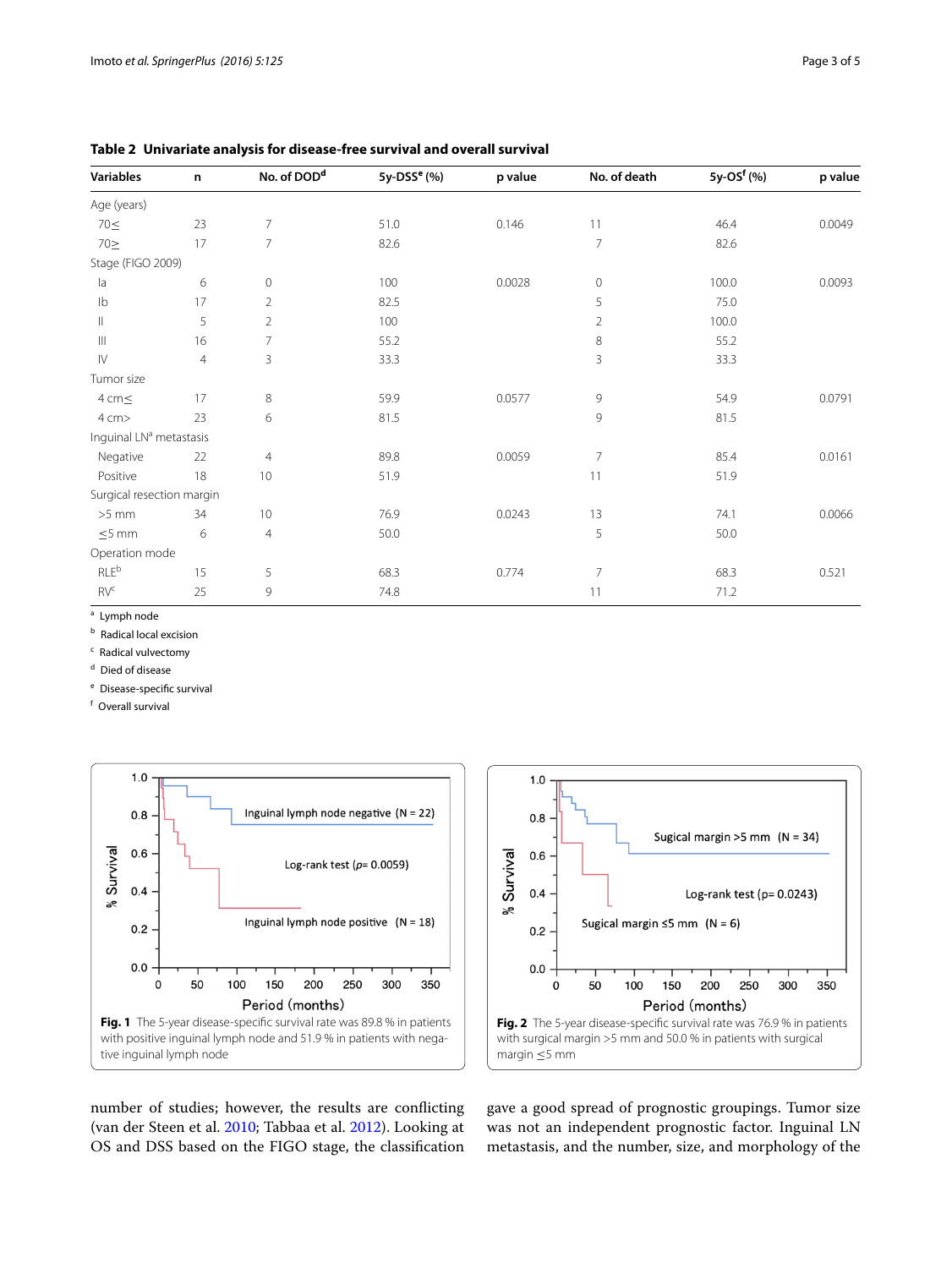**Table 2 Univariate analysis for disease-free survival and overall survival**

| Variables | n | No. of DOD[d] | 5y-DSS[e] (%) | p value | No. of death | 5y-OS[f] (%) | p value |
|---|---|---|---|---|---|---|---|
| Age (years) | | | | | | | |
| 70≤ | 23 | 7 | 51.0 | 0.146 | 11 | 46.4 | 0.0049 |
| 70≥ | 17 | 7 | 82.6 | | 7 | 82.6 | |
| Stage (FIGO 2009) | | | | | | | |
| Ia | 6 | 0 | 100 | 0.0028 | 0 | 100.0 | 0.0093 |
| Ib | 17 | 2 | 82.5 | | 5 | 75.0 | |
| II | 5 | 2 | 100 | | 2 | 100.0 | |
| III | 16 | 7 | 55.2 | | 8 | 55.2 | |
| IV | 4 | 3 | 33.3 | | 3 | 33.3 | |
| Tumor size | | | | | | | |
| 4 cm≤ | 17 | 8 | 59.9 | 0.0577 | 9 | 54.9 | 0.0791 |
| 4 cm> | 23 | 6 | 81.5 | | 9 | 81.5 | |
| Inguinal LN[a] metastasis | | | | | | | |
| Negative | 22 | 4 | 89.8 | 0.0059 | 7 | 85.4 | 0.0161 |
| Positive | 18 | 10 | 51.9 | | 11 | 51.9 | |
| Surgical resection margin | | | | | | | |
| >5 mm | 34 | 10 | 76.9 | 0.0243 | 13 | 74.1 | 0.0066 |
| ≤5 mm | 6 | 4 | 50.0 | | 5 | 50.0 | |
| Operation mode | | | | | | | |
| RLE[b] | 15 | 5 | 68.3 | 0.774 | 7 | 68.3 | 0.521 |
| RV[c] | 25 | 9 | 74.8 | | 11 | 71.2 | |

[a] Lymph node

[b] Radical local excision

[c] Radical vulvectomy

[d] Died of disease

[e] Disease-specific survival

[f] Overall survival

**Fig. 1** The 5-year disease-specific survival rate was 89.8 % in patients with positive inguinal lymph node and 51.9 % in patients with negative inguinal lymph node

**Fig. 2** The 5-year disease-specific survival rate was 76.9 % in patients with surgical margin >5 mm and 50.0 % in patients with surgical margin ≤5 mm

number of studies; however, the results are conflicting (van der Steen et al. 2010; Tabbaa et al. 2012). Looking at OS and DSS based on the FIGO stage, the classification gave a good spread of prognostic groupings. Tumor size was not an independent prognostic factor. Inguinal LN metastasis, and the number, size, and morphology of the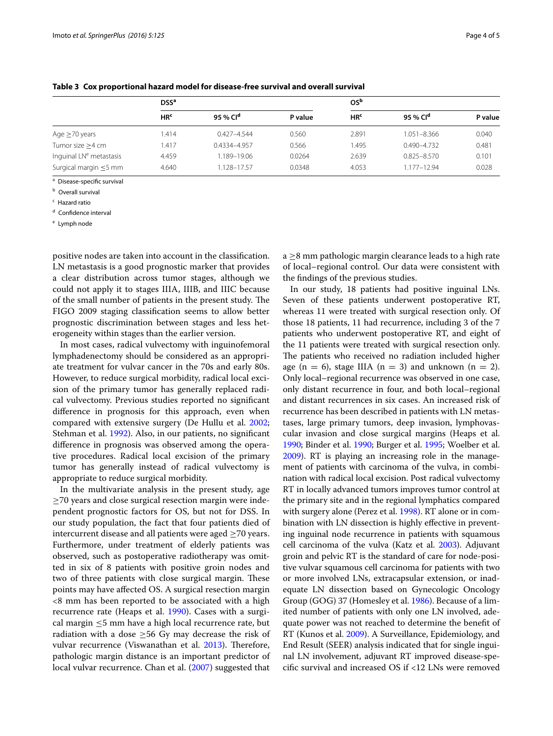**Table 3 Cox proportional hazard model for disease-free survival and overall survival**

| | DSS[a] | | | OS[b] | | |
|---|---|---|---|---|---|---|
| | HR[c] | 95 % CI[d] | P value | HR[c] | 95 % CI[d] | P value |
| Age ≥70 years | 1.414 | 0.427–4.544 | 0.560 | 2.891 | 1.051–8.366 | 0.040 |
| Tumor size ≥4 cm | 1.417 | 0.4334–4.957 | 0.566 | 1.495 | 0.490–4.732 | 0.481 |
| Inguinal LN[e] metastasis | 4.459 | 1.189–19.06 | 0.0264 | 2.639 | 0.825–8.570 | 0.101 |
| Surgical margin ≤5 mm | 4.640 | 1.128–17.57 | 0.0348 | 4.053 | 1.177–12.94 | 0.028 |

[a] Disease-specific survival

[b] Overall survival

[c] Hazard ratio

[d] Confidence interval

[e] Lymph node

positive nodes are taken into account in the classification. LN metastasis is a good prognostic marker that provides a clear distribution across tumor stages, although we could not apply it to stages IIIA, IIIB, and IIIC because of the small number of patients in the present study. The FIGO 2009 staging classification seems to allow better prognostic discrimination between stages and less heterogeneity within stages than the earlier version.

In most cases, radical vulvectomy with inguinofemoral lymphadenectomy should be considered as an appropriate treatment for vulvar cancer in the 70s and early 80s. However, to reduce surgical morbidity, radical local excision of the primary tumor has generally replaced radical vulvectomy. Previous studies reported no significant difference in prognosis for this approach, even when compared with extensive surgery (De Hullu et al. 2002; Stehman et al. 1992). Also, in our patients, no significant difference in prognosis was observed among the operative procedures. Radical local excision of the primary tumor has generally instead of radical vulvectomy is appropriate to reduce surgical morbidity.

In the multivariate analysis in the present study, age ≥70 years and close surgical resection margin were independent prognostic factors for OS, but not for DSS. In our study population, the fact that four patients died of intercurrent disease and all patients were aged ≥70 years. Furthermore, under treatment of elderly patients was observed, such as postoperative radiotherapy was omitted in six of 8 patients with positive groin nodes and two of three patients with close surgical margin. These points may have affected OS. A surgical resection margin <8 mm has been reported to be associated with a high recurrence rate (Heaps et al. 1990). Cases with a surgical margin ≤5 mm have a high local recurrence rate, but radiation with a dose ≥56 Gy may decrease the risk of vulvar recurrence (Viswanathan et al. 2013). Therefore, pathologic margin distance is an important predictor of local vulvar recurrence. Chan et al. (2007) suggested that a ≥8 mm pathologic margin clearance leads to a high rate of local–regional control. Our data were consistent with the findings of the previous studies.

In our study, 18 patients had positive inguinal LNs. Seven of these patients underwent postoperative RT, whereas 11 were treated with surgical resection only. Of those 18 patients, 11 had recurrence, including 3 of the 7 patients who underwent postoperative RT, and eight of the 11 patients were treated with surgical resection only. The patients who received no radiation included higher age (n = 6), stage IIIA (n = 3) and unknown (n = 2). Only local–regional recurrence was observed in one case, only distant recurrence in four, and both local–regional and distant recurrences in six cases. An increased risk of recurrence has been described in patients with LN metastases, large primary tumors, deep invasion, lymphovascular invasion and close surgical margins (Heaps et al. 1990; Binder et al. 1990; Burger et al. 1995; Woelber et al. 2009). RT is playing an increasing role in the management of patients with carcinoma of the vulva, in combination with radical local excision. Post radical vulvectomy RT in locally advanced tumors improves tumor control at the primary site and in the regional lymphatics compared with surgery alone (Perez et al. 1998). RT alone or in combination with LN dissection is highly effective in preventing inguinal node recurrence in patients with squamous cell carcinoma of the vulva (Katz et al. 2003). Adjuvant groin and pelvic RT is the standard of care for node-positive vulvar squamous cell carcinoma for patients with two or more involved LNs, extracapsular extension, or inadequate LN dissection based on Gynecologic Oncology Group (GOG) 37 (Homesley et al. 1986). Because of a limited number of patients with only one LN involved, adequate power was not reached to determine the benefit of RT (Kunos et al. 2009). A Surveillance, Epidemiology, and End Result (SEER) analysis indicated that for single inguinal LN involvement, adjuvant RT improved disease-specific survival and increased OS if <12 LNs were removed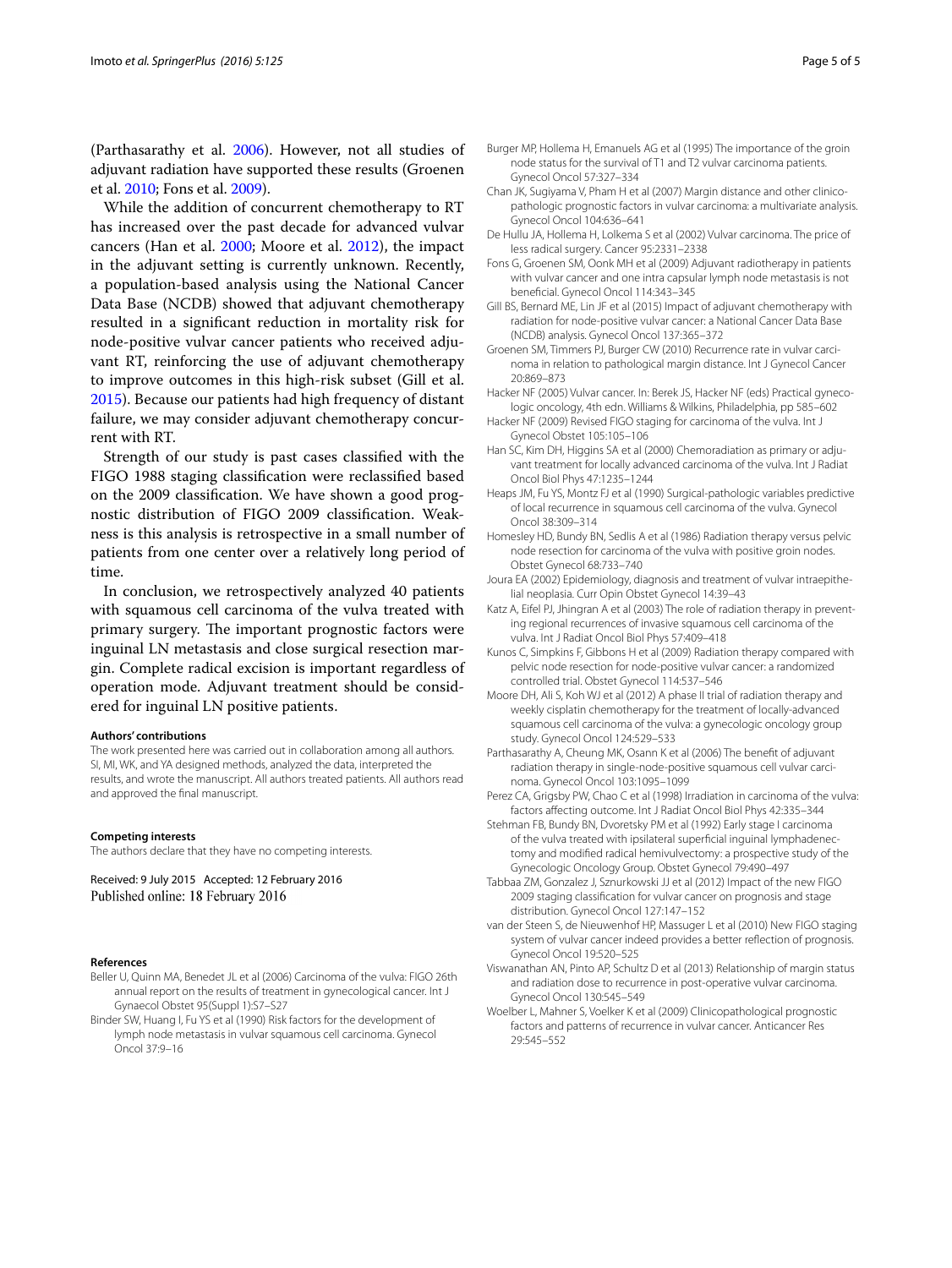(Parthasarathy et al. 2006). However, not all studies of adjuvant radiation have supported these results (Groenen et al. 2010; Fons et al. 2009).

While the addition of concurrent chemotherapy to RT has increased over the past decade for advanced vulvar cancers (Han et al. 2000; Moore et al. 2012), the impact in the adjuvant setting is currently unknown. Recently, a population-based analysis using the National Cancer Data Base (NCDB) showed that adjuvant chemotherapy resulted in a significant reduction in mortality risk for node-positive vulvar cancer patients who received adjuvant RT, reinforcing the use of adjuvant chemotherapy to improve outcomes in this high-risk subset (Gill et al. 2015). Because our patients had high frequency of distant failure, we may consider adjuvant chemotherapy concurrent with RT.

Strength of our study is past cases classified with the FIGO 1988 staging classification were reclassified based on the 2009 classification. We have shown a good prognostic distribution of FIGO 2009 classification. Weakness is this analysis is retrospective in a small number of patients from one center over a relatively long period of time.

In conclusion, we retrospectively analyzed 40 patients with squamous cell carcinoma of the vulva treated with primary surgery. The important prognostic factors were inguinal LN metastasis and close surgical resection margin. Complete radical excision is important regardless of operation mode. Adjuvant treatment should be considered for inguinal LN positive patients.

#### Authors' contributions

The work presented here was carried out in collaboration among all authors. SI, MI, WK, and YA designed methods, analyzed the data, interpreted the results, and wrote the manuscript. All authors treated patients. All authors read and approved the final manuscript.

#### Competing interests

The authors declare that they have no competing interests.

Received: 9 July 2015 Accepted: 12 February 2016
Published online: 18 February 2016

#### References

Beller U, Quinn MA, Benedet JL et al (2006) Carcinoma of the vulva: FIGO 26th annual report on the results of treatment in gynecological cancer. Int J Gynaecol Obstet 95(Suppl 1):S7–S27

Binder SW, Huang I, Fu YS et al (1990) Risk factors for the development of lymph node metastasis in vulvar squamous cell carcinoma. Gynecol Oncol 37:9–16

Burger MP, Hollema H, Emanuels AG et al (1995) The importance of the groin node status for the survival of T1 and T2 vulvar carcinoma patients. Gynecol Oncol 57:327–334

Chan JK, Sugiyama V, Pham H et al (2007) Margin distance and other clinico-pathologic prognostic factors in vulvar carcinoma: a multivariate analysis. Gynecol Oncol 104:636–641

De Hullu JA, Hollema H, Lolkema S et al (2002) Vulvar carcinoma. The price of less radical surgery. Cancer 95:2331–2338

Fons G, Groenen SM, Oonk MH et al (2009) Adjuvant radiotherapy in patients with vulvar cancer and one intra capsular lymph node metastasis is not beneficial. Gynecol Oncol 114:343–345

Gill BS, Bernard ME, Lin JF et al (2015) Impact of adjuvant chemotherapy with radiation for node-positive vulvar cancer: a National Cancer Data Base (NCDB) analysis. Gynecol Oncol 137:365–372

Groenen SM, Timmers PJ, Burger CW (2010) Recurrence rate in vulvar carcinoma in relation to pathological margin distance. Int J Gynecol Cancer 20:869–873

Hacker NF (2005) Vulvar cancer. In: Berek JS, Hacker NF (eds) Practical gynecologic oncology, 4th edn. Williams & Wilkins, Philadelphia, pp 585–602

Hacker NF (2009) Revised FIGO staging for carcinoma of the vulva. Int J Gynecol Obstet 105:105–106

Han SC, Kim DH, Higgins SA et al (2000) Chemoradiation as primary or adjuvant treatment for locally advanced carcinoma of the vulva. Int J Radiat Oncol Biol Phys 47:1235–1244

Heaps JM, Fu YS, Montz FJ et al (1990) Surgical-pathologic variables predictive of local recurrence in squamous cell carcinoma of the vulva. Gynecol Oncol 38:309–314

Homesley HD, Bundy BN, Sedlis A et al (1986) Radiation therapy versus pelvic node resection for carcinoma of the vulva with positive groin nodes. Obstet Gynecol 68:733–740

Joura EA (2002) Epidemiology, diagnosis and treatment of vulvar intraepithelial neoplasia. Curr Opin Obstet Gynecol 14:39–43

Katz A, Eifel PJ, Jhingran A et al (2003) The role of radiation therapy in preventing regional recurrences of invasive squamous cell carcinoma of the vulva. Int J Radiat Oncol Biol Phys 57:409–418

Kunos C, Simpkins F, Gibbons H et al (2009) Radiation therapy compared with pelvic node resection for node-positive vulvar cancer: a randomized controlled trial. Obstet Gynecol 114:537–546

Moore DH, Ali S, Koh WJ et al (2012) A phase II trial of radiation therapy and weekly cisplatin chemotherapy for the treatment of locally-advanced squamous cell carcinoma of the vulva: a gynecologic oncology group study. Gynecol Oncol 124:529–533

Parthasarathy A, Cheung MK, Osann K et al (2006) The benefit of adjuvant radiation therapy in single-node-positive squamous cell vulvar carcinoma. Gynecol Oncol 103:1095–1099

Perez CA, Grigsby PW, Chao C et al (1998) Irradiation in carcinoma of the vulva: factors affecting outcome. Int J Radiat Oncol Biol Phys 42:335–344

Stehman FB, Bundy BN, Dvoretsky PM et al (1992) Early stage I carcinoma of the vulva treated with ipsilateral superficial inguinal lymphadenectomy and modified radical hemivulvectomy: a prospective study of the Gynecologic Oncology Group. Obstet Gynecol 79:490–497

Tabbaa ZM, Gonzalez J, Sznurkowski JJ et al (2012) Impact of the new FIGO 2009 staging classification for vulvar cancer on prognosis and stage distribution. Gynecol Oncol 127:147–152

van der Steen S, de Nieuwenhof HP, Massuger L et al (2010) New FIGO staging system of vulvar cancer indeed provides a better reflection of prognosis. Gynecol Oncol 19:520–525

Viswanathan AN, Pinto AP, Schultz D et al (2013) Relationship of margin status and radiation dose to recurrence in post-operative vulvar carcinoma. Gynecol Oncol 130:545–549

Woelber L, Mahner S, Voelker K et al (2009) Clinicopathological prognostic factors and patterns of recurrence in vulvar cancer. Anticancer Res 29:545–552